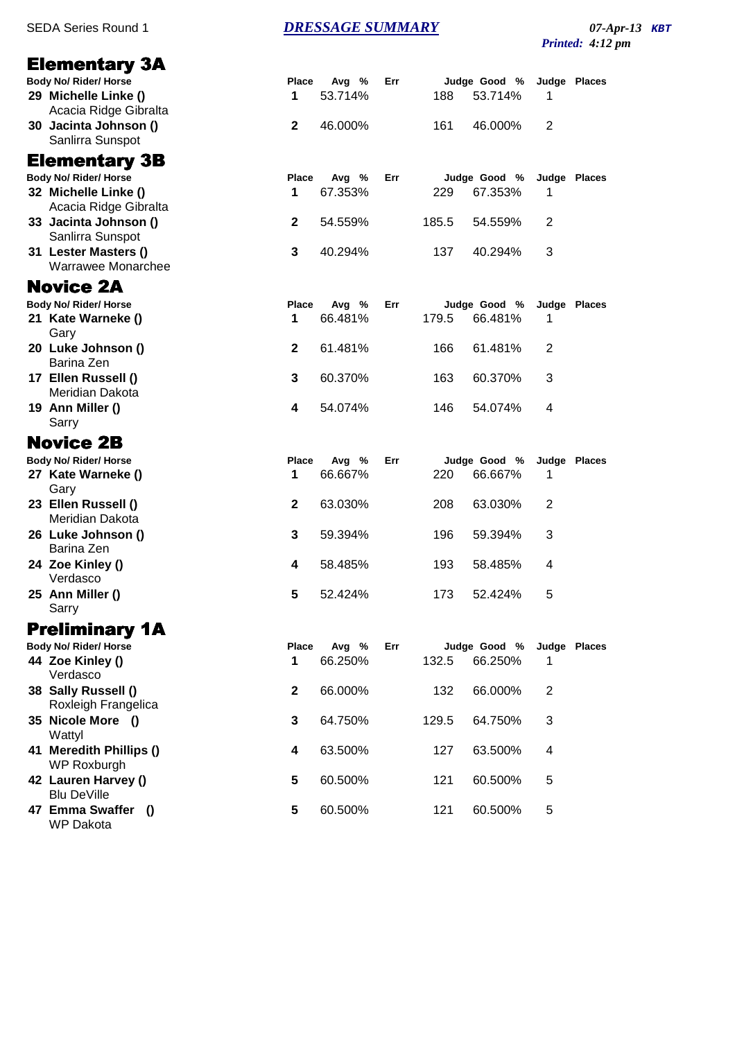SEDA Series Round 1

## DRESSAGE SUMMARY

*07-Apr-13* **KBT**
*Printed: 4:12 pm*

## Elementary 3A

| Body No/ Rider/ Horse | Place | Avg % | Err | Judge Good | % | Judge Places |
|---|---|---|---|---|---|---|
| **29 Michelle Linke ()** Acacia Ridge Gibralta | **1** | 53.714% | | 188 | 53.714% | 1 |
| **30 Jacinta Johnson ()** Sanlirra Sunspot | **2** | 46.000% | | 161 | 46.000% | 2 |

## Elementary 3B

| Body No/ Rider/ Horse | Place | Avg % | Err | Judge Good | % | Judge Places |
|---|---|---|---|---|---|---|
| **32 Michelle Linke ()** Acacia Ridge Gibralta | **1** | 67.353% | | 229 | 67.353% | 1 |
| **33 Jacinta Johnson ()** Sanlirra Sunspot | **2** | 54.559% | | 185.5 | 54.559% | 2 |
| **31 Lester Masters ()** Warrawee Monarchee | **3** | 40.294% | | 137 | 40.294% | 3 |

## Novice 2A

| Body No/ Rider/ Horse | Place | Avg % | Err | Judge Good | % | Judge Places |
|---|---|---|---|---|---|---|
| **21 Kate Warneke ()** Gary | **1** | 66.481% | | 179.5 | 66.481% | 1 |
| **20 Luke Johnson ()** Barina Zen | **2** | 61.481% | | 166 | 61.481% | 2 |
| **17 Ellen Russell ()** Meridian Dakota | **3** | 60.370% | | 163 | 60.370% | 3 |
| **19 Ann Miller ()** Sarry | **4** | 54.074% | | 146 | 54.074% | 4 |

## Novice 2B

| Body No/ Rider/ Horse | Place | Avg % | Err | Judge Good | % | Judge Places |
|---|---|---|---|---|---|---|
| **27 Kate Warneke ()** Gary | **1** | 66.667% | | 220 | 66.667% | 1 |
| **23 Ellen Russell ()** Meridian Dakota | **2** | 63.030% | | 208 | 63.030% | 2 |
| **26 Luke Johnson ()** Barina Zen | **3** | 59.394% | | 196 | 59.394% | 3 |
| **24 Zoe Kinley ()** Verdasco | **4** | 58.485% | | 193 | 58.485% | 4 |
| **25 Ann Miller ()** Sarry | **5** | 52.424% | | 173 | 52.424% | 5 |

## Preliminary 1A

| Body No/ Rider/ Horse | Place | Avg % | Err | Judge Good | % | Judge Places |
|---|---|---|---|---|---|---|
| **44 Zoe Kinley ()** Verdasco | **1** | 66.250% | | 132.5 | 66.250% | 1 |
| **38 Sally Russell ()** Roxleigh Frangelica | **2** | 66.000% | | 132 | 66.000% | 2 |
| **35 Nicole More ()** Wattyl | **3** | 64.750% | | 129.5 | 64.750% | 3 |
| **41 Meredith Phillips ()** WP Roxburgh | **4** | 63.500% | | 127 | 63.500% | 4 |
| **42 Lauren Harvey ()** Blu DeVille | **5** | 60.500% | | 121 | 60.500% | 5 |
| **47 Emma Swaffer ()** WP Dakota | **5** | 60.500% | | 121 | 60.500% | 5 |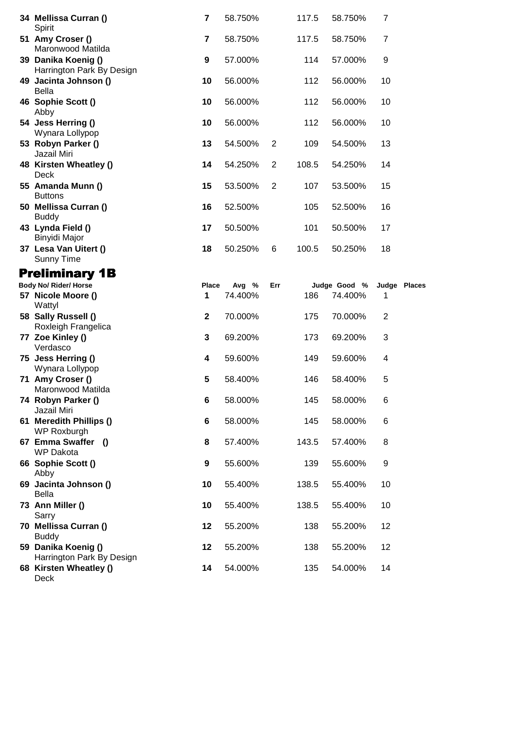| Body No/ Rider/ Horse | Place | Avg % | Err | Judge Good | % | Judge Places |
|---|---|---|---|---|---|---|
| **34 Mellissa Curran ()**<br>Spirit | **7** | 58.750% | | 117.5 | 58.750% | 7 |
| **51 Amy Croser ()**<br>Maronwood Matilda | **7** | 58.750% | | 117.5 | 58.750% | 7 |
| **39 Danika Koenig ()**<br>Harrington Park By Design | **9** | 57.000% | | 114 | 57.000% | 9 |
| **49 Jacinta Johnson ()**<br>Bella | **10** | 56.000% | | 112 | 56.000% | 10 |
| **46 Sophie Scott ()**<br>Abby | **10** | 56.000% | | 112 | 56.000% | 10 |
| **54 Jess Herring ()**<br>Wynara Lollypop | **10** | 56.000% | | 112 | 56.000% | 10 |
| **53 Robyn Parker ()**<br>Jazail Miri | **13** | 54.500% | 2 | 109 | 54.500% | 13 |
| **48 Kirsten Wheatley ()**<br>Deck | **14** | 54.250% | 2 | 108.5 | 54.250% | 14 |
| **55 Amanda Munn ()**<br>Buttons | **15** | 53.500% | 2 | 107 | 53.500% | 15 |
| **50 Mellissa Curran ()**<br>Buddy | **16** | 52.500% | | 105 | 52.500% | 16 |
| **43 Lynda Field ()**<br>Binyidi Major | **17** | 50.500% | | 101 | 50.500% | 17 |
| **37 Lesa Van Uitert ()**<br>Sunny Time | **18** | 50.250% | 6 | 100.5 | 50.250% | 18 |

## Preliminary 1B

| Body No/ Rider/ Horse | Place | Avg % | Err | Judge Good | % | Judge Places |
|---|---|---|---|---|---|---|
| **57 Nicole Moore ()**<br>Wattyl | **1** | 74.400% | | 186 | 74.400% | 1 |
| **58 Sally Russell ()**<br>Roxleigh Frangelica | **2** | 70.000% | | 175 | 70.000% | 2 |
| **77 Zoe Kinley ()**<br>Verdasco | **3** | 69.200% | | 173 | 69.200% | 3 |
| **75 Jess Herring ()**<br>Wynara Lollypop | **4** | 59.600% | | 149 | 59.600% | 4 |
| **71 Amy Croser ()**<br>Maronwood Matilda | **5** | 58.400% | | 146 | 58.400% | 5 |
| **74 Robyn Parker ()**<br>Jazail Miri | **6** | 58.000% | | 145 | 58.000% | 6 |
| **61 Meredith Phillips ()**<br>WP Roxburgh | **6** | 58.000% | | 145 | 58.000% | 6 |
| **67 Emma Swaffer ()**<br>WP Dakota | **8** | 57.400% | | 143.5 | 57.400% | 8 |
| **66 Sophie Scott ()**<br>Abby | **9** | 55.600% | | 139 | 55.600% | 9 |
| **69 Jacinta Johnson ()**<br>Bella | **10** | 55.400% | | 138.5 | 55.400% | 10 |
| **73 Ann Miller ()**<br>Sarry | **10** | 55.400% | | 138.5 | 55.400% | 10 |
| **70 Mellissa Curran ()**<br>Buddy | **12** | 55.200% | | 138 | 55.200% | 12 |
| **59 Danika Koenig ()**<br>Harrington Park By Design | **12** | 55.200% | | 138 | 55.200% | 12 |
| **68 Kirsten Wheatley ()**<br>Deck | **14** | 54.000% | | 135 | 54.000% | 14 |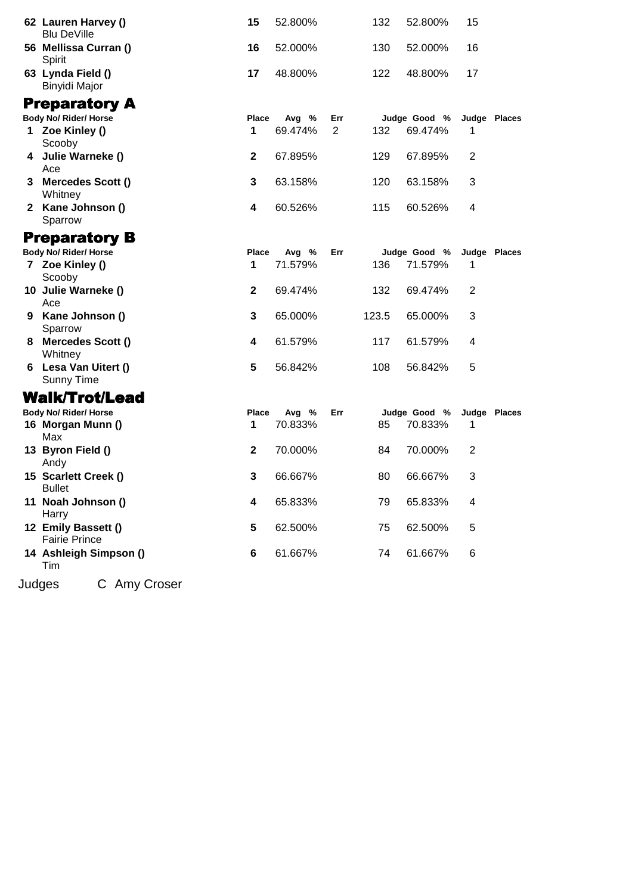| | | | | | | | |
|---|---|---|---|---|---|---|---|
| 62 | **Lauren Harvey ()**<br>Blu DeVille | **15** | 52.800% | | 132 | 52.800% | 15 |
| 56 | **Mellissa Curran ()**<br>Spirit | **16** | 52.000% | | 130 | 52.000% | 16 |
| 63 | **Lynda Field ()**<br>Binyidi Major | **17** | 48.800% | | 122 | 48.800% | 17 |

## Preparatory A

| Body No/ Rider/ Horse | | Place | Avg % | Err | Judge Good | % | Judge Places |
|---|---|---|---|---|---|---|---|
| 1 | **Zoe Kinley ()**<br>Scooby | **1** | 69.474% | 2 | 132 | 69.474% | 1 |
| 4 | **Julie Warneke ()**<br>Ace | **2** | 67.895% | | 129 | 67.895% | 2 |
| 3 | **Mercedes Scott ()**<br>Whitney | **3** | 63.158% | | 120 | 63.158% | 3 |
| 2 | **Kane Johnson ()**<br>Sparrow | **4** | 60.526% | | 115 | 60.526% | 4 |

## Preparatory B

| Body No/ Rider/ Horse | | Place | Avg % | Err | Judge Good | % | Judge Places |
|---|---|---|---|---|---|---|---|
| 7 | **Zoe Kinley ()**<br>Scooby | **1** | 71.579% | | 136 | 71.579% | 1 |
| 10 | **Julie Warneke ()**<br>Ace | **2** | 69.474% | | 132 | 69.474% | 2 |
| 9 | **Kane Johnson ()**<br>Sparrow | **3** | 65.000% | | 123.5 | 65.000% | 3 |
| 8 | **Mercedes Scott ()**<br>Whitney | **4** | 61.579% | | 117 | 61.579% | 4 |
| 6 | **Lesa Van Uitert ()**<br>Sunny Time | **5** | 56.842% | | 108 | 56.842% | 5 |

## Walk/Trot/Lead

| Body No/ Rider/ Horse | | Place | Avg % | Err | Judge Good | % | Judge Places |
|---|---|---|---|---|---|---|---|
| 16 | **Morgan Munn ()**<br>Max | **1** | 70.833% | | 85 | 70.833% | 1 |
| 13 | **Byron Field ()**<br>Andy | **2** | 70.000% | | 84 | 70.000% | 2 |
| 15 | **Scarlett Creek ()**<br>Bullet | **3** | 66.667% | | 80 | 66.667% | 3 |
| 11 | **Noah Johnson ()**<br>Harry | **4** | 65.833% | | 79 | 65.833% | 4 |
| 12 | **Emily Bassett ()**<br>Fairie Prince | **5** | 62.500% | | 75 | 62.500% | 5 |
| 14 | **Ashleigh Simpson ()**<br>Tim | **6** | 61.667% | | 74 | 61.667% | 6 |

Judges C Amy Croser